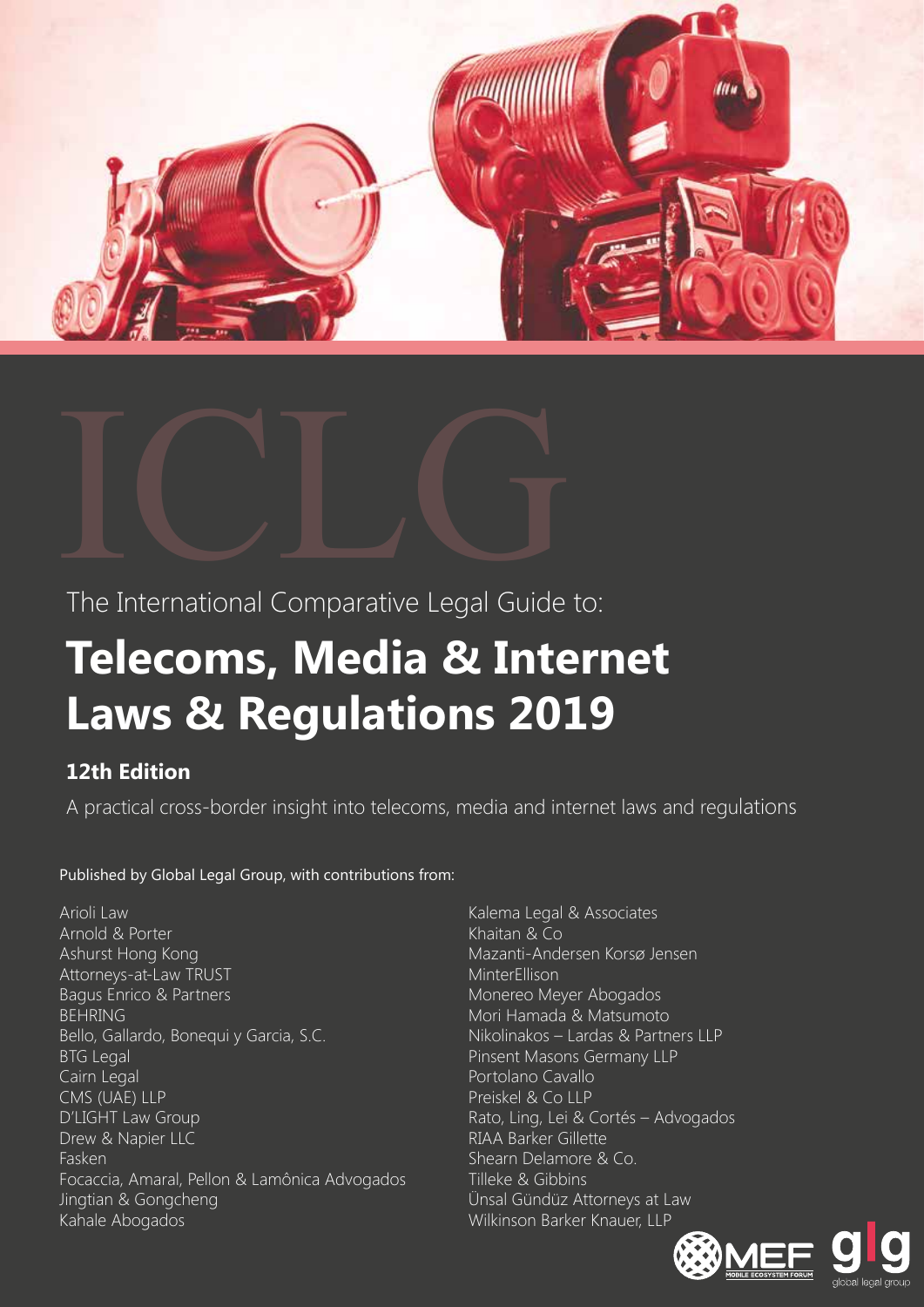ICLG

The International Comparative Legal Guide to:

# Telecoms, Media & Internet Laws & Regulations 2019

## 12th Edition

A practical cross-border insight into telecoms, media and internet laws and regulations

Published by Global Legal Group, with contributions from:

Arioli Law
Arnold & Porter
Ashurst Hong Kong
Attorneys-at-Law TRUST
Bagus Enrico & Partners
BEHRING
Bello, Gallardo, Bonequi y Garcia, S.C.
BTG Legal
Cairn Legal
CMS (UAE) LLP
D'LIGHT Law Group
Drew & Napier LLC
Fasken
Focaccia, Amaral, Pellon & Lamônica Advogados
Jingtian & Gongcheng
Kahale Abogados
Kalema Legal & Associates
Khaitan & Co
Mazanti-Andersen Korsø Jensen
MinterEllison
Monereo Meyer Abogados
Mori Hamada & Matsumoto
Nikolinakos – Lardas & Partners LLP
Pinsent Masons Germany LLP
Portolano Cavallo
Preiskel & Co LLP
Rato, Ling, Lei & Cortés – Advogados
RIAA Barker Gillette
Shearn Delamore & Co.
Tilleke & Gibbins
Ünsal Gündüz Attorneys at Law
Wilkinson Barker Knauer, LLP

MEF MOBILE ECOSYSTEM FORUM

glg global legal group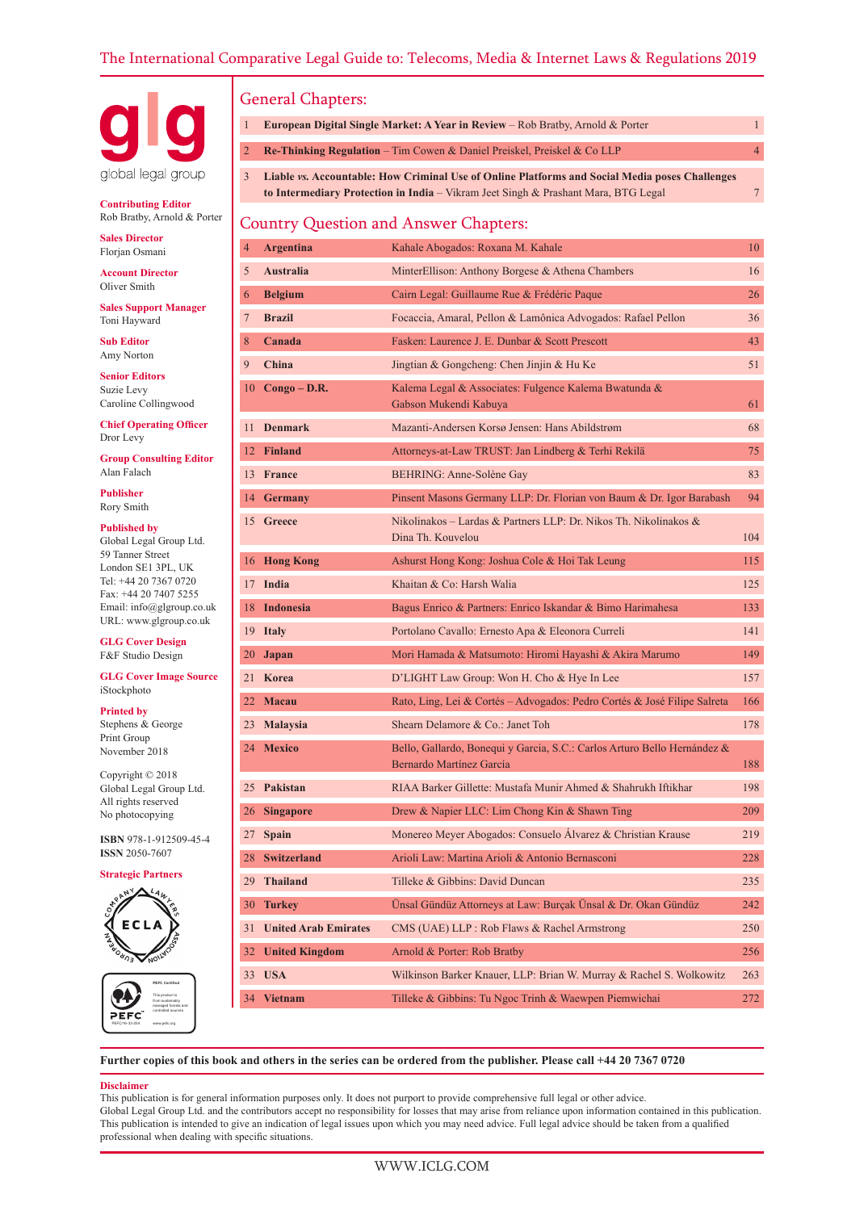# The International Comparative Legal Guide to: Telecoms, Media & Internet Laws & Regulations 2019

glg
global legal group

**Contributing Editor**
Rob Bratby, Arnold & Porter

**Sales Director**
Florjan Osmani

**Account Director**
Oliver Smith

**Sales Support Manager**
Toni Hayward

**Sub Editor**
Amy Norton

**Senior Editors**
Suzie Levy
Caroline Collingwood

**Chief Operating Officer**
Dror Levy

**Group Consulting Editor**
Alan Falach

**Publisher**
Rory Smith

**Published by**
Global Legal Group Ltd.
59 Tanner Street
London SE1 3PL, UK
Tel: +44 20 7367 0720
Fax: +44 20 7407 5255
Email: info@glgroup.co.uk
URL: www.glgroup.co.uk

**GLG Cover Design**
F&F Studio Design

**GLG Cover Image Source**
iStockphoto

**Printed by**
Stephens & George
Print Group
November 2018

Copyright © 2018
Global Legal Group Ltd.
All rights reserved
No photocopying

**ISBN** 978-1-912509-45-4
**ISSN** 2050-7607

**Strategic Partners**

## General Chapters:

| | | |
|---|---|---|
| 1 | **European Digital Single Market: A Year in Review** – Rob Bratby, Arnold & Porter | 1 |
| 2 | **Re-Thinking Regulation** – Tim Cowen & Daniel Preiskel, Preiskel & Co LLP | 4 |
| 3 | **Liable *vs.* Accountable: How Criminal Use of Online Platforms and Social Media poses Challenges to Intermediary Protection in India** – Vikram Jeet Singh & Prashant Mara, BTG Legal | 7 |

## Country Question and Answer Chapters:

| | | | |
|---|---|---|---|
| 4 | **Argentina** | Kahale Abogados: Roxana M. Kahale | 10 |
| 5 | **Australia** | MinterEllison: Anthony Borgese & Athena Chambers | 16 |
| 6 | **Belgium** | Cairn Legal: Guillaume Rue & Frédéric Paque | 26 |
| 7 | **Brazil** | Focaccia, Amaral, Pellon & Lamônica Advogados: Rafael Pellon | 36 |
| 8 | **Canada** | Fasken: Laurence J. E. Dunbar & Scott Prescott | 43 |
| 9 | **China** | Jingtian & Gongcheng: Chen Jinjin & Hu Ke | 51 |
| 10 | **Congo – D.R.** | Kalema Legal & Associates: Fulgence Kalema Bwatunda & Gabson Mukendi Kabuya | 61 |
| 11 | **Denmark** | Mazanti-Andersen Korsø Jensen: Hans Abildstrøm | 68 |
| 12 | **Finland** | Attorneys-at-Law TRUST: Jan Lindberg & Terhi Rekilä | 75 |
| 13 | **France** | BEHRING: Anne-Solène Gay | 83 |
| 14 | **Germany** | Pinsent Masons Germany LLP: Dr. Florian von Baum & Dr. Igor Barabash | 94 |
| 15 | **Greece** | Nikolinakos – Lardas & Partners LLP: Dr. Nikos Th. Nikolinakos & Dina Th. Kouvelou | 104 |
| 16 | **Hong Kong** | Ashurst Hong Kong: Joshua Cole & Hoi Tak Leung | 115 |
| 17 | **India** | Khaitan & Co: Harsh Walia | 125 |
| 18 | **Indonesia** | Bagus Enrico & Partners: Enrico Iskandar & Bimo Harimahesa | 133 |
| 19 | **Italy** | Portolano Cavallo: Ernesto Apa & Eleonora Curreli | 141 |
| 20 | **Japan** | Mori Hamada & Matsumoto: Hiromi Hayashi & Akira Marumo | 149 |
| 21 | **Korea** | D'LIGHT Law Group: Won H. Cho & Hye In Lee | 157 |
| 22 | **Macau** | Rato, Ling, Lei & Cortés – Advogados: Pedro Cortés & José Filipe Salreta | 166 |
| 23 | **Malaysia** | Shearn Delamore & Co.: Janet Toh | 178 |
| 24 | **Mexico** | Bello, Gallardo, Bonequi y Garcia, S.C.: Carlos Arturo Bello Hernández & Bernardo Martínez García | 188 |
| 25 | **Pakistan** | RIAA Barker Gillette: Mustafa Munir Ahmed & Shahrukh Iftikhar | 198 |
| 26 | **Singapore** | Drew & Napier LLC: Lim Chong Kin & Shawn Ting | 209 |
| 27 | **Spain** | Monereo Meyer Abogados: Consuelo Álvarez & Christian Krause | 219 |
| 28 | **Switzerland** | Arioli Law: Martina Arioli & Antonio Bernasconi | 228 |
| 29 | **Thailand** | Tilleke & Gibbins: David Duncan | 235 |
| 30 | **Turkey** | Ünsal Gündüz Attorneys at Law: Burçak Ünsal & Dr. Okan Gündüz | 242 |
| 31 | **United Arab Emirates** | CMS (UAE) LLP : Rob Flaws & Rachel Armstrong | 250 |
| 32 | **United Kingdom** | Arnold & Porter: Rob Bratby | 256 |
| 33 | **USA** | Wilkinson Barker Knauer, LLP: Brian W. Murray & Rachel S. Wolkowitz | 263 |
| 34 | **Vietnam** | Tilleke & Gibbins: Tu Ngoc Trinh & Waewpen Piemwichai | 272 |

**Further copies of this book and others in the series can be ordered from the publisher. Please call +44 20 7367 0720**

**Disclaimer**
This publication is for general information purposes only. It does not purport to provide comprehensive full legal or other advice.
Global Legal Group Ltd. and the contributors accept no responsibility for losses that may arise from reliance upon information contained in this publication.
This publication is intended to give an indication of legal issues upon which you may need advice. Full legal advice should be taken from a qualified professional when dealing with specific situations.

WWW.ICLG.COM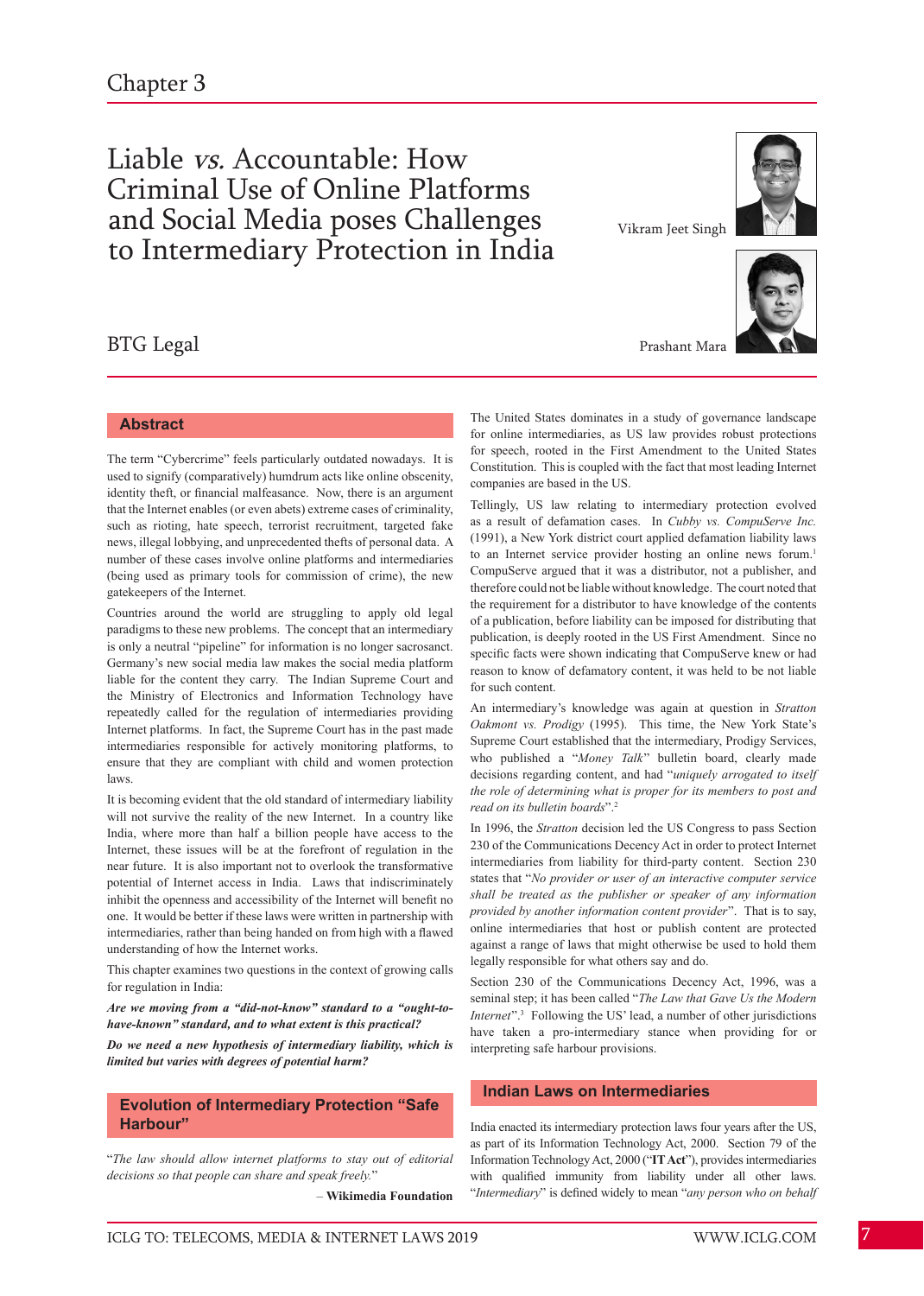Chapter 3

# Liable *vs.* Accountable: How Criminal Use of Online Platforms and Social Media poses Challenges to Intermediary Protection in India

Vikram Jeet Singh

Prashant Mara

BTG Legal

## Abstract

The term "Cybercrime" feels particularly outdated nowadays. It is used to signify (comparatively) humdrum acts like online obscenity, identity theft, or financial malfeasance. Now, there is an argument that the Internet enables (or even abets) extreme cases of criminality, such as rioting, hate speech, terrorist recruitment, targeted fake news, illegal lobbying, and unprecedented thefts of personal data. A number of these cases involve online platforms and intermediaries (being used as primary tools for commission of crime), the new gatekeepers of the Internet.

Countries around the world are struggling to apply old legal paradigms to these new problems. The concept that an intermediary is only a neutral "pipeline" for information is no longer sacrosanct. Germany's new social media law makes the social media platform liable for the content they carry. The Indian Supreme Court and the Ministry of Electronics and Information Technology have repeatedly called for the regulation of intermediaries providing Internet platforms. In fact, the Supreme Court has in the past made intermediaries responsible for actively monitoring platforms, to ensure that they are compliant with child and women protection laws.

It is becoming evident that the old standard of intermediary liability will not survive the reality of the new Internet. In a country like India, where more than half a billion people have access to the Internet, these issues will be at the forefront of regulation in the near future. It is also important not to overlook the transformative potential of Internet access in India. Laws that indiscriminately inhibit the openness and accessibility of the Internet will benefit no one. It would be better if these laws were written in partnership with intermediaries, rather than being handed on from high with a flawed understanding of how the Internet works.

This chapter examines two questions in the context of growing calls for regulation in India:

***Are we moving from a "did-not-know" standard to a "ought-to-have-known" standard, and to what extent is this practical?***

***Do we need a new hypothesis of intermediary liability, which is limited but varies with degrees of potential harm?***

## Evolution of Intermediary Protection "Safe Harbour"

"*The law should allow internet platforms to stay out of editorial decisions so that people can share and speak freely.*"

– **Wikimedia Foundation**

The United States dominates in a study of governance landscape for online intermediaries, as US law provides robust protections for speech, rooted in the First Amendment to the United States Constitution. This is coupled with the fact that most leading Internet companies are based in the US.

Tellingly, US law relating to intermediary protection evolved as a result of defamation cases. In *Cubby vs. CompuServe Inc.* (1991), a New York district court applied defamation liability laws to an Internet service provider hosting an online news forum.[1] CompuServe argued that it was a distributor, not a publisher, and therefore could not be liable without knowledge. The court noted that the requirement for a distributor to have knowledge of the contents of a publication, before liability can be imposed for distributing that publication, is deeply rooted in the US First Amendment. Since no specific facts were shown indicating that CompuServe knew or had reason to know of defamatory content, it was held to be not liable for such content.

An intermediary's knowledge was again at question in *Stratton Oakmont vs. Prodigy* (1995). This time, the New York State's Supreme Court established that the intermediary, Prodigy Services, who published a "*Money Talk*" bulletin board, clearly made decisions regarding content, and had "*uniquely arrogated to itself the role of determining what is proper for its members to post and read on its bulletin boards*".[2]

In 1996, the *Stratton* decision led the US Congress to pass Section 230 of the Communications Decency Act in order to protect Internet intermediaries from liability for third-party content. Section 230 states that "*No provider or user of an interactive computer service shall be treated as the publisher or speaker of any information provided by another information content provider*". That is to say, online intermediaries that host or publish content are protected against a range of laws that might otherwise be used to hold them legally responsible for what others say and do.

Section 230 of the Communications Decency Act, 1996, was a seminal step; it has been called "*The Law that Gave Us the Modern Internet*".[3] Following the US' lead, a number of other jurisdictions have taken a pro-intermediary stance when providing for or interpreting safe harbour provisions.

## Indian Laws on Intermediaries

India enacted its intermediary protection laws four years after the US, as part of its Information Technology Act, 2000. Section 79 of the Information Technology Act, 2000 ("**IT Act**"), provides intermediaries with qualified immunity from liability under all other laws. "*Intermediary*" is defined widely to mean "*any person who on behalf*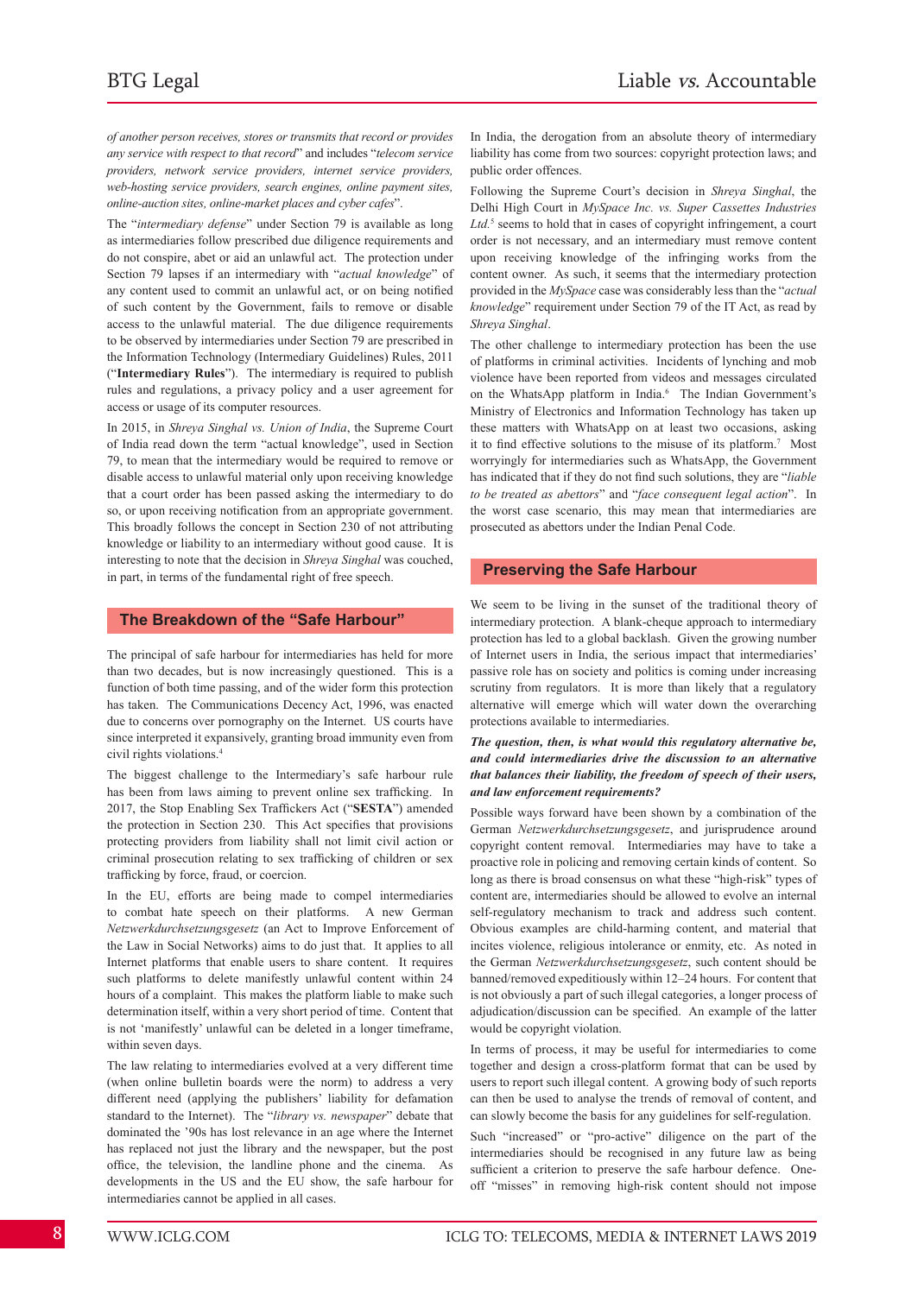*of another person receives, stores or transmits that record or provides any service with respect to that record*" and includes "*telecom service providers, network service providers, internet service providers, web-hosting service providers, search engines, online payment sites, online-auction sites, online-market places and cyber cafes*".

The "*intermediary defense*" under Section 79 is available as long as intermediaries follow prescribed due diligence requirements and do not conspire, abet or aid an unlawful act. The protection under Section 79 lapses if an intermediary with "*actual knowledge*" of any content used to commit an unlawful act, or on being notified of such content by the Government, fails to remove or disable access to the unlawful material. The due diligence requirements to be observed by intermediaries under Section 79 are prescribed in the Information Technology (Intermediary Guidelines) Rules, 2011 ("**Intermediary Rules**"). The intermediary is required to publish rules and regulations, a privacy policy and a user agreement for access or usage of its computer resources.

In 2015, in *Shreya Singhal vs. Union of India*, the Supreme Court of India read down the term "actual knowledge", used in Section 79, to mean that the intermediary would be required to remove or disable access to unlawful material only upon receiving knowledge that a court order has been passed asking the intermediary to do so, or upon receiving notification from an appropriate government. This broadly follows the concept in Section 230 of not attributing knowledge or liability to an intermediary without good cause. It is interesting to note that the decision in *Shreya Singhal* was couched, in part, in terms of the fundamental right of free speech.

## The Breakdown of the "Safe Harbour"

The principal of safe harbour for intermediaries has held for more than two decades, but is now increasingly questioned. This is a function of both time passing, and of the wider form this protection has taken. The Communications Decency Act, 1996, was enacted due to concerns over pornography on the Internet. US courts have since interpreted it expansively, granting broad immunity even from civil rights violations.[4]

The biggest challenge to the Intermediary's safe harbour rule has been from laws aiming to prevent online sex trafficking. In 2017, the Stop Enabling Sex Traffickers Act ("**SESTA**") amended the protection in Section 230. This Act specifies that provisions protecting providers from liability shall not limit civil action or criminal prosecution relating to sex trafficking of children or sex trafficking by force, fraud, or coercion.

In the EU, efforts are being made to compel intermediaries to combat hate speech on their platforms. A new German *Netzwerkdurchsetzungsgesetz* (an Act to Improve Enforcement of the Law in Social Networks) aims to do just that. It applies to all Internet platforms that enable users to share content. It requires such platforms to delete manifestly unlawful content within 24 hours of a complaint. This makes the platform liable to make such determination itself, within a very short period of time. Content that is not 'manifestly' unlawful can be deleted in a longer timeframe, within seven days.

The law relating to intermediaries evolved at a very different time (when online bulletin boards were the norm) to address a very different need (applying the publishers' liability for defamation standard to the Internet). The "*library vs. newspaper*" debate that dominated the '90s has lost relevance in an age where the Internet has replaced not just the library and the newspaper, but the post office, the television, the landline phone and the cinema. As developments in the US and the EU show, the safe harbour for intermediaries cannot be applied in all cases.

In India, the derogation from an absolute theory of intermediary liability has come from two sources: copyright protection laws; and public order offences.

Following the Supreme Court's decision in *Shreya Singhal*, the Delhi High Court in *MySpace Inc. vs. Super Cassettes Industries Ltd.*[5] seems to hold that in cases of copyright infringement, a court order is not necessary, and an intermediary must remove content upon receiving knowledge of the infringing works from the content owner. As such, it seems that the intermediary protection provided in the *MySpace* case was considerably less than the "*actual knowledge*" requirement under Section 79 of the IT Act, as read by *Shreya Singhal*.

The other challenge to intermediary protection has been the use of platforms in criminal activities. Incidents of lynching and mob violence have been reported from videos and messages circulated on the WhatsApp platform in India.[6] The Indian Government's Ministry of Electronics and Information Technology has taken up these matters with WhatsApp on at least two occasions, asking it to find effective solutions to the misuse of its platform.[7] Most worryingly for intermediaries such as WhatsApp, the Government has indicated that if they do not find such solutions, they are "*liable to be treated as abettors*" and "*face consequent legal action*". In the worst case scenario, this may mean that intermediaries are prosecuted as abettors under the Indian Penal Code.

## Preserving the Safe Harbour

We seem to be living in the sunset of the traditional theory of intermediary protection. A blank-cheque approach to intermediary protection has led to a global backlash. Given the growing number of Internet users in India, the serious impact that intermediaries' passive role has on society and politics is coming under increasing scrutiny from regulators. It is more than likely that a regulatory alternative will emerge which will water down the overarching protections available to intermediaries.

***The question, then, is what would this regulatory alternative be, and could intermediaries drive the discussion to an alternative that balances their liability, the freedom of speech of their users, and law enforcement requirements?***

Possible ways forward have been shown by a combination of the German *Netzwerkdurchsetzungsgesetz*, and jurisprudence around copyright content removal. Intermediaries may have to take a proactive role in policing and removing certain kinds of content. So long as there is broad consensus on what these "high-risk" types of content are, intermediaries should be allowed to evolve an internal self-regulatory mechanism to track and address such content. Obvious examples are child-harming content, and material that incites violence, religious intolerance or enmity, etc. As noted in the German *Netzwerkdurchsetzungsgesetz*, such content should be banned/removed expeditiously within 12–24 hours. For content that is not obviously a part of such illegal categories, a longer process of adjudication/discussion can be specified. An example of the latter would be copyright violation.

In terms of process, it may be useful for intermediaries to come together and design a cross-platform format that can be used by users to report such illegal content. A growing body of such reports can then be used to analyse the trends of removal of content, and can slowly become the basis for any guidelines for self-regulation.

Such "increased" or "pro-active" diligence on the part of the intermediaries should be recognised in any future law as being sufficient a criterion to preserve the safe harbour defence. One-off "misses" in removing high-risk content should not impose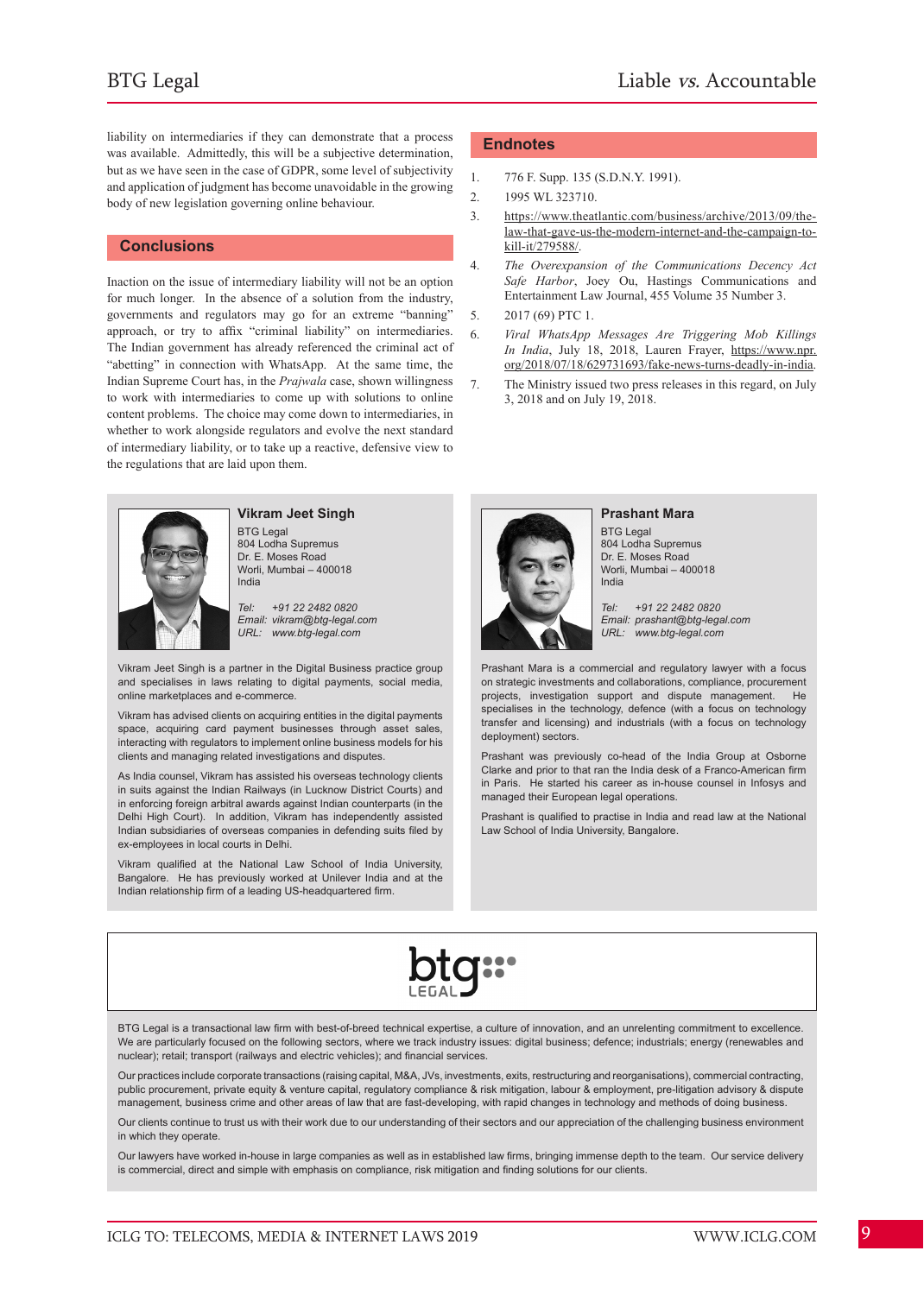liability on intermediaries if they can demonstrate that a process was available. Admittedly, this will be a subjective determination, but as we have seen in the case of GDPR, some level of subjectivity and application of judgment has become unavoidable in the growing body of new legislation governing online behaviour.

## Conclusions

Inaction on the issue of intermediary liability will not be an option for much longer. In the absence of a solution from the industry, governments and regulators may go for an extreme "banning" approach, or try to affix "criminal liability" on intermediaries. The Indian government has already referenced the criminal act of "abetting" in connection with WhatsApp. At the same time, the Indian Supreme Court has, in the *Prajwala* case, shown willingness to work with intermediaries to come up with solutions to online content problems. The choice may come down to intermediaries, in whether to work alongside regulators and evolve the next standard of intermediary liability, or to take up a reactive, defensive view to the regulations that are laid upon them.

## Endnotes

1. 776 F. Supp. 135 (S.D.N.Y. 1991).
2. 1995 WL 323710.
3. https://www.theatlantic.com/business/archive/2013/09/the-law-that-gave-us-the-modern-internet-and-the-campaign-to-kill-it/279588/.
4. *The Overexpansion of the Communications Decency Act Safe Harbor*, Joey Ou, Hastings Communications and Entertainment Law Journal, 455 Volume 35 Number 3.
5. 2017 (69) PTC 1.
6. *Viral WhatsApp Messages Are Triggering Mob Killings In India*, July 18, 2018, Lauren Frayer, https://www.npr.org/2018/07/18/629731693/fake-news-turns-deadly-in-india.
7. The Ministry issued two press releases in this regard, on July 3, 2018 and on July 19, 2018.

### Vikram Jeet Singh

BTG Legal
804 Lodha Supremus
Dr. E. Moses Road
Worli, Mumbai – 400018
India

*Tel: +91 22 2482 0820*
*Email: vikram@btg-legal.com*
*URL: www.btg-legal.com*

Vikram Jeet Singh is a partner in the Digital Business practice group and specialises in laws relating to digital payments, social media, online marketplaces and e-commerce.

Vikram has advised clients on acquiring entities in the digital payments space, acquiring card payment businesses through asset sales, interacting with regulators to implement online business models for his clients and managing related investigations and disputes.

As India counsel, Vikram has assisted his overseas technology clients in suits against the Indian Railways (in Lucknow District Courts) and in enforcing foreign arbitral awards against Indian counterparts (in the Delhi High Court). In addition, Vikram has independently assisted Indian subsidiaries of overseas companies in defending suits filed by ex-employees in local courts in Delhi.

Vikram qualified at the National Law School of India University, Bangalore. He has previously worked at Unilever India and at the Indian relationship firm of a leading US-headquartered firm.

### Prashant Mara

BTG Legal
804 Lodha Supremus
Dr. E. Moses Road
Worli, Mumbai – 400018
India

*Tel: +91 22 2482 0820*
*Email: prashant@btg-legal.com*
*URL: www.btg-legal.com*

Prashant Mara is a commercial and regulatory lawyer with a focus on strategic investments and collaborations, compliance, procurement projects, investigation support and dispute management. He specialises in the technology, defence (with a focus on technology transfer and licensing) and industrials (with a focus on technology deployment) sectors.

Prashant was previously co-head of the India Group at Osborne Clarke and prior to that ran the India desk of a Franco-American firm in Paris. He started his career as in-house counsel in Infosys and managed their European legal operations.

Prashant is qualified to practise in India and read law at the National Law School of India University, Bangalore.

BTG Legal is a transactional law firm with best-of-breed technical expertise, a culture of innovation, and an unrelenting commitment to excellence. We are particularly focused on the following sectors, where we track industry issues: digital business; defence; industrials; energy (renewables and nuclear); retail; transport (railways and electric vehicles); and financial services.

Our practices include corporate transactions (raising capital, M&A, JVs, investments, exits, restructuring and reorganisations), commercial contracting, public procurement, private equity & venture capital, regulatory compliance & risk mitigation, labour & employment, pre-litigation advisory & dispute management, business crime and other areas of law that are fast-developing, with rapid changes in technology and methods of doing business.

Our clients continue to trust us with their work due to our understanding of their sectors and our appreciation of the challenging business environment in which they operate.

Our lawyers have worked in-house in large companies as well as in established law firms, bringing immense depth to the team. Our service delivery is commercial, direct and simple with emphasis on compliance, risk mitigation and finding solutions for our clients.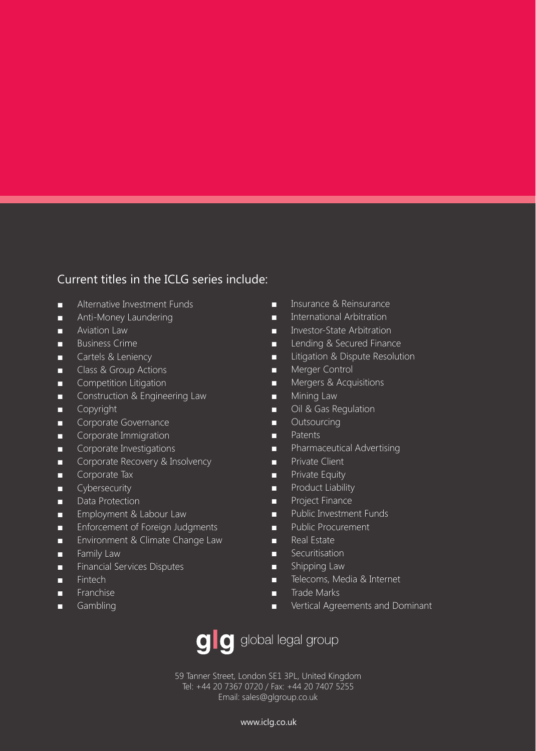## Current titles in the ICLG series include:

- Alternative Investment Funds
- Anti-Money Laundering
- Aviation Law
- Business Crime
- Cartels & Leniency
- Class & Group Actions
- Competition Litigation
- Construction & Engineering Law
- Copyright
- Corporate Governance
- Corporate Immigration
- Corporate Investigations
- Corporate Recovery & Insolvency
- Corporate Tax
- Cybersecurity
- Data Protection
- Employment & Labour Law
- Enforcement of Foreign Judgments
- Environment & Climate Change Law
- Family Law
- Financial Services Disputes
- Fintech
- Franchise
- Gambling
- Insurance & Reinsurance
- International Arbitration
- Investor-State Arbitration
- Lending & Secured Finance
- Litigation & Dispute Resolution
- Merger Control
- Mergers & Acquisitions
- Mining Law
- Oil & Gas Regulation
- Outsourcing
- Patents
- Pharmaceutical Advertising
- Private Client
- Private Equity
- Product Liability
- Project Finance
- Public Investment Funds
- Public Procurement
- Real Estate
- Securitisation
- Shipping Law
- Telecoms, Media & Internet
- Trade Marks
- Vertical Agreements and Dominant

glg global legal group

59 Tanner Street, London SE1 3PL, United Kingdom
Tel: +44 20 7367 0720 / Fax: +44 20 7407 5255
Email: sales@glgroup.co.uk

www.iclg.co.uk